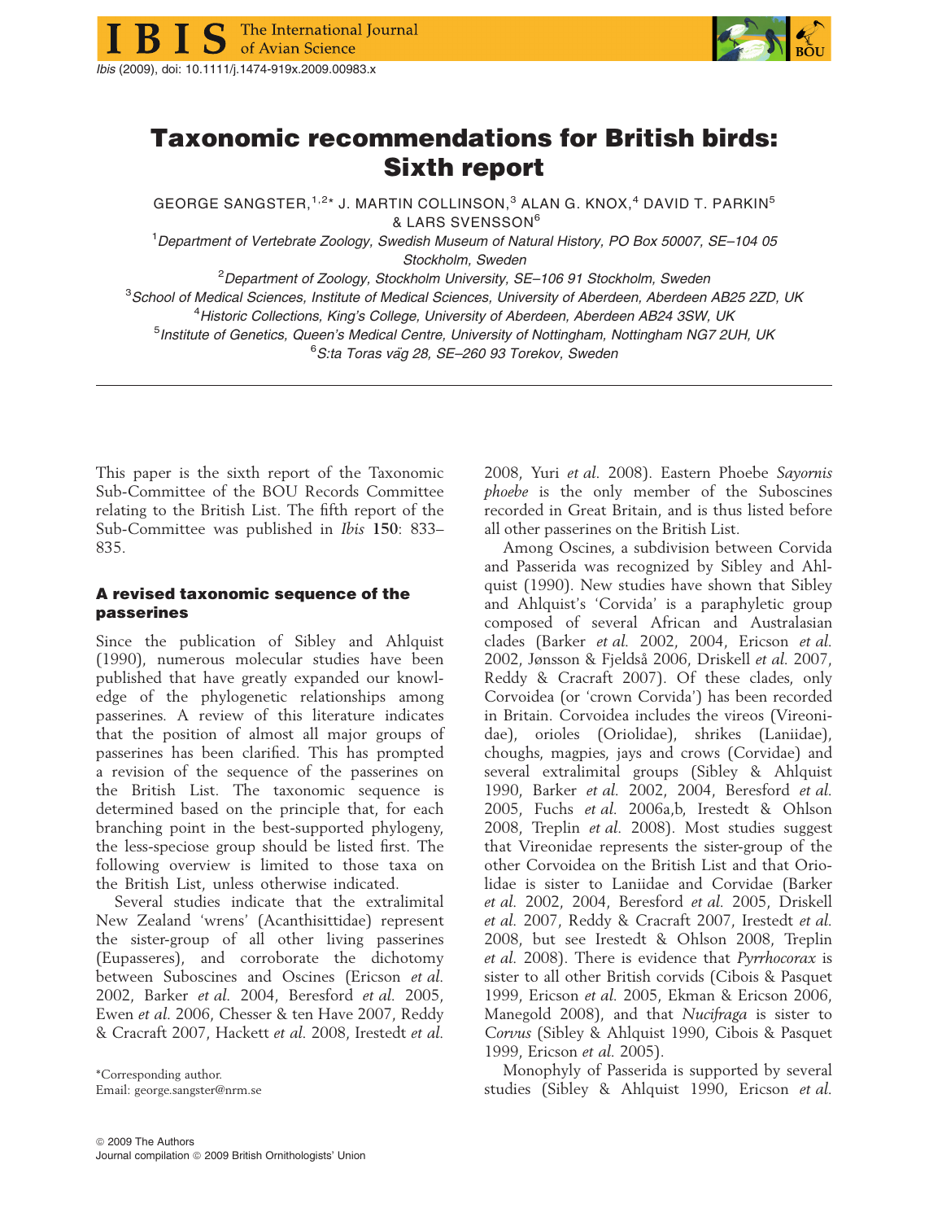# Taxonomic recommendations for British birds: Sixth report

GEORGE SANGSTER,[1,2]* J. MARTIN COLLINSON,[3] ALAN G. KNOX,[4] DAVID T. PARKIN[5] & LARS SVENSSON[6]

[1] *Department of Vertebrate Zoology, Swedish Museum of Natural History, PO Box 50007, SE–104 05 Stockholm, Sweden*

[2] *Department of Zoology, Stockholm University, SE–106 91 Stockholm, Sweden*

[3] *School of Medical Sciences, Institute of Medical Sciences, University of Aberdeen, Aberdeen AB25 2ZD, UK*

[4] *Historic Collections, King's College, University of Aberdeen, Aberdeen AB24 3SW, UK*

[5] *Institute of Genetics, Queen's Medical Centre, University of Nottingham, Nottingham NG7 2UH, UK*

[6] *S:ta Toras väg 28, SE–260 93 Torekov, Sweden*

This paper is the sixth report of the Taxonomic Sub-Committee of the BOU Records Committee relating to the British List. The fifth report of the Sub-Committee was published in *Ibis* **150**: 833–835.

## A revised taxonomic sequence of the passerines

Since the publication of Sibley and Ahlquist (1990), numerous molecular studies have been published that have greatly expanded our knowledge of the phylogenetic relationships among passerines. A review of this literature indicates that the position of almost all major groups of passerines has been clarified. This has prompted a revision of the sequence of the passerines on the British List. The taxonomic sequence is determined based on the principle that, for each branching point in the best-supported phylogeny, the less-speciose group should be listed first. The following overview is limited to those taxa on the British List, unless otherwise indicated.

Several studies indicate that the extralimital New Zealand 'wrens' (Acanthisittidae) represent the sister-group of all other living passerines (Eupasseres), and corroborate the dichotomy between Suboscines and Oscines (Ericson *et al.* 2002, Barker *et al.* 2004, Beresford *et al.* 2005, Ewen *et al.* 2006, Chesser & ten Have 2007, Reddy & Cracraft 2007, Hackett *et al.* 2008, Irestedt *et al.* 2008, Yuri *et al.* 2008). Eastern Phoebe *Sayornis phoebe* is the only member of the Suboscines recorded in Great Britain, and is thus listed before all other passerines on the British List.

Among Oscines, a subdivision between Corvida and Passerida was recognized by Sibley and Ahlquist (1990). New studies have shown that Sibley and Ahlquist's 'Corvida' is a paraphyletic group composed of several African and Australasian clades (Barker *et al.* 2002, 2004, Ericson *et al.* 2002, Jønsson & Fjeldså 2006, Driskell *et al.* 2007, Reddy & Cracraft 2007). Of these clades, only Corvoidea (or 'crown Corvida') has been recorded in Britain. Corvoidea includes the vireos (Vireonidae), orioles (Oriolidae), shrikes (Laniidae), choughs, magpies, jays and crows (Corvidae) and several extralimital groups (Sibley & Ahlquist 1990, Barker *et al.* 2002, 2004, Beresford *et al.* 2005, Fuchs *et al.* 2006a,b, Irestedt & Ohlson 2008, Treplin *et al.* 2008). Most studies suggest that Vireonidae represents the sister-group of the other Corvoidea on the British List and that Oriolidae is sister to Laniidae and Corvidae (Barker *et al.* 2002, 2004, Beresford *et al.* 2005, Driskell *et al.* 2007, Reddy & Cracraft 2007, Irestedt *et al.* 2008, but see Irestedt & Ohlson 2008, Treplin *et al.* 2008). There is evidence that *Pyrrhocorax* is sister to all other British corvids (Cibois & Pasquet 1999, Ericson *et al.* 2005, Ekman & Ericson 2006, Manegold 2008), and that *Nucifraga* is sister to *Corvus* (Sibley & Ahlquist 1990, Cibois & Pasquet 1999, Ericson *et al.* 2005).

Monophyly of Passerida is supported by several studies (Sibley & Ahlquist 1990, Ericson *et al.*

*Corresponding author.
Email: george.sangster@nrm.se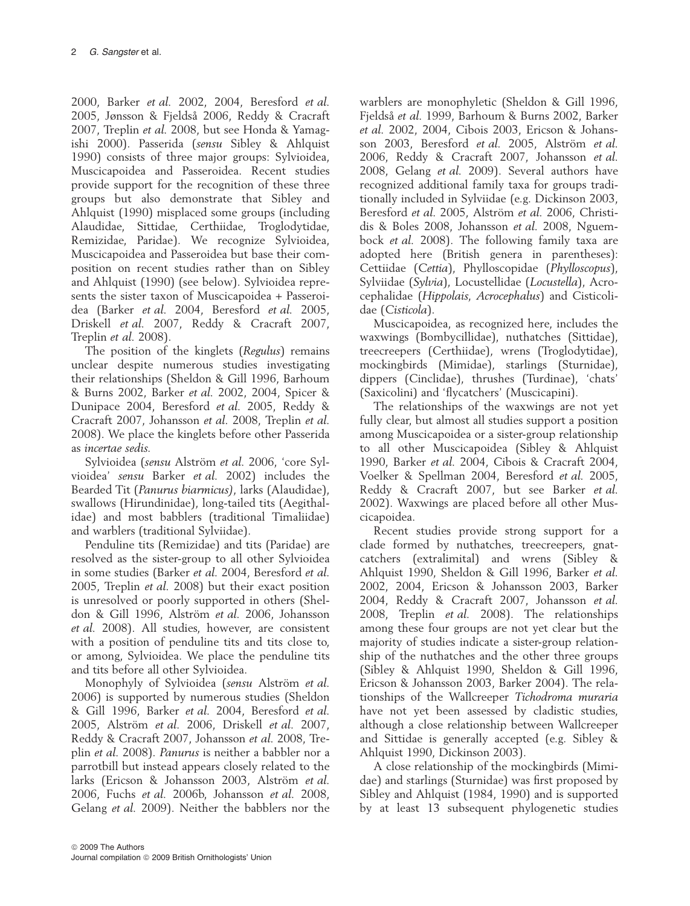2000, Barker *et al.* 2002, 2004, Beresford *et al.* 2005, Jønsson & Fjeldså 2006, Reddy & Cracraft 2007, Treplin *et al.* 2008, but see Honda & Yamagishi 2000). Passerida (*sensu* Sibley & Ahlquist 1990) consists of three major groups: Sylvioidea, Muscicapoidea and Passeroidea. Recent studies provide support for the recognition of these three groups but also demonstrate that Sibley and Ahlquist (1990) misplaced some groups (including Alaudidae, Sittidae, Certhiidae, Troglodytidae, Remizidae, Paridae). We recognize Sylvioidea, Muscicapoidea and Passeroidea but base their composition on recent studies rather than on Sibley and Ahlquist (1990) (see below). Sylvioidea represents the sister taxon of Muscicapoidea + Passeroidea (Barker *et al.* 2004, Beresford *et al.* 2005, Driskell *et al.* 2007, Reddy & Cracraft 2007, Treplin *et al.* 2008).

The position of the kinglets (*Regulus*) remains unclear despite numerous studies investigating their relationships (Sheldon & Gill 1996, Barhoum & Burns 2002, Barker *et al.* 2002, 2004, Spicer & Dunipace 2004, Beresford *et al.* 2005, Reddy & Cracraft 2007, Johansson *et al.* 2008, Treplin *et al.* 2008). We place the kinglets before other Passerida as *incertae sedis*.

Sylvioidea (*sensu* Alström *et al.* 2006, 'core Sylvioidea' *sensu* Barker *et al.* 2002) includes the Bearded Tit (*Panurus biarmicus*), larks (Alaudidae), swallows (Hirundinidae), long-tailed tits (Aegithalidae) and most babblers (traditional Timaliidae) and warblers (traditional Sylviidae).

Penduline tits (Remizidae) and tits (Paridae) are resolved as the sister-group to all other Sylvioidea in some studies (Barker *et al.* 2004, Beresford *et al.* 2005, Treplin *et al.* 2008) but their exact position is unresolved or poorly supported in others (Sheldon & Gill 1996, Alström *et al.* 2006, Johansson *et al.* 2008). All studies, however, are consistent with a position of penduline tits and tits close to, or among, Sylvioidea. We place the penduline tits and tits before all other Sylvioidea.

Monophyly of Sylvioidea (*sensu* Alström *et al.* 2006) is supported by numerous studies (Sheldon & Gill 1996, Barker *et al.* 2004, Beresford *et al.* 2005, Alström *et al.* 2006, Driskell *et al.* 2007, Reddy & Cracraft 2007, Johansson *et al.* 2008, Treplin *et al.* 2008). *Panurus* is neither a babbler nor a parrotbill but instead appears closely related to the larks (Ericson & Johansson 2003, Alström *et al.* 2006, Fuchs *et al.* 2006b, Johansson *et al.* 2008, Gelang *et al.* 2009). Neither the babblers nor the warblers are monophyletic (Sheldon & Gill 1996, Fjeldså *et al.* 1999, Barhoum & Burns 2002, Barker *et al.* 2002, 2004, Cibois 2003, Ericson & Johansson 2003, Beresford *et al.* 2005, Alström *et al.* 2006, Reddy & Cracraft 2007, Johansson *et al.* 2008, Gelang *et al.* 2009). Several authors have recognized additional family taxa for groups traditionally included in Sylviidae (e.g. Dickinson 2003, Beresford *et al.* 2005, Alström *et al.* 2006, Christidis & Boles 2008, Johansson *et al.* 2008, Nguembock *et al.* 2008). The following family taxa are adopted here (British genera in parentheses): Cettiidae (*Cettia*), Phylloscopidae (*Phylloscopus*), Sylviidae (*Sylvia*), Locustellidae (*Locustella*), Acrocephalidae (*Hippolais*, *Acrocephalus*) and Cisticolidae (*Cisticola*).

Muscicapoidea, as recognized here, includes the waxwings (Bombycillidae), nuthatches (Sittidae), treecreepers (Certhiidae), wrens (Troglodytidae), mockingbirds (Mimidae), starlings (Sturnidae), dippers (Cinclidae), thrushes (Turdinae), 'chats' (Saxicolini) and 'flycatchers' (Muscicapini).

The relationships of the waxwings are not yet fully clear, but almost all studies support a position among Muscicapoidea or a sister-group relationship to all other Muscicapoidea (Sibley & Ahlquist 1990, Barker *et al.* 2004, Cibois & Cracraft 2004, Voelker & Spellman 2004, Beresford *et al.* 2005, Reddy & Cracraft 2007, but see Barker *et al.* 2002). Waxwings are placed before all other Muscicapoidea.

Recent studies provide strong support for a clade formed by nuthatches, treecreepers, gnatcatchers (extralimital) and wrens (Sibley & Ahlquist 1990, Sheldon & Gill 1996, Barker *et al.* 2002, 2004, Ericson & Johansson 2003, Barker 2004, Reddy & Cracraft 2007, Johansson *et al.* 2008, Treplin *et al.* 2008). The relationships among these four groups are not yet clear but the majority of studies indicate a sister-group relationship of the nuthatches and the other three groups (Sibley & Ahlquist 1990, Sheldon & Gill 1996, Ericson & Johansson 2003, Barker 2004). The relationships of the Wallcreeper *Tichodroma muraria* have not yet been assessed by cladistic studies, although a close relationship between Wallcreeper and Sittidae is generally accepted (e.g. Sibley & Ahlquist 1990, Dickinson 2003).

A close relationship of the mockingbirds (Mimidae) and starlings (Sturnidae) was first proposed by Sibley and Ahlquist (1984, 1990) and is supported by at least 13 subsequent phylogenetic studies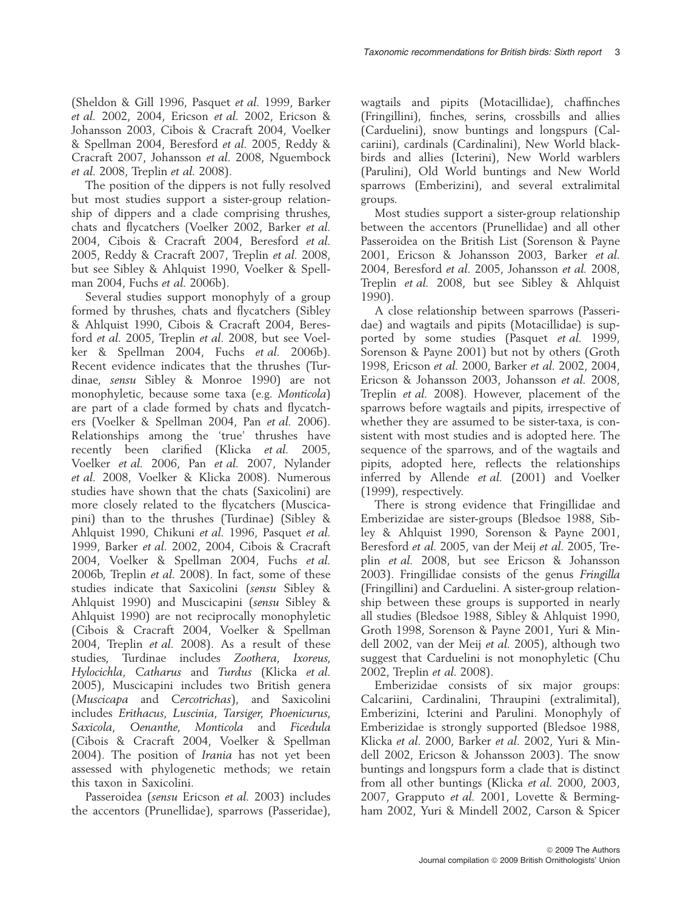(Sheldon & Gill 1996, Pasquet *et al.* 1999, Barker *et al.* 2002, 2004, Ericson *et al.* 2002, Ericson & Johansson 2003, Cibois & Cracraft 2004, Voelker & Spellman 2004, Beresford *et al.* 2005, Reddy & Cracraft 2007, Johansson *et al.* 2008, Nguembock *et al.* 2008, Treplin *et al.* 2008).

The position of the dippers is not fully resolved but most studies support a sister-group relationship of dippers and a clade comprising thrushes, chats and flycatchers (Voelker 2002, Barker *et al.* 2004, Cibois & Cracraft 2004, Beresford *et al.* 2005, Reddy & Cracraft 2007, Treplin *et al.* 2008, but see Sibley & Ahlquist 1990, Voelker & Spellman 2004, Fuchs *et al.* 2006b).

Several studies support monophyly of a group formed by thrushes, chats and flycatchers (Sibley & Ahlquist 1990, Cibois & Cracraft 2004, Beresford *et al.* 2005, Treplin *et al.* 2008, but see Voelker & Spellman 2004, Fuchs *et al.* 2006b). Recent evidence indicates that the thrushes (Turdinae, *sensu* Sibley & Monroe 1990) are not monophyletic, because some taxa (e.g. *Monticola*) are part of a clade formed by chats and flycatchers (Voelker & Spellman 2004, Pan *et al.* 2006). Relationships among the 'true' thrushes have recently been clarified (Klicka *et al.* 2005, Voelker *et al.* 2006, Pan *et al.* 2007, Nylander *et al.* 2008, Voelker & Klicka 2008). Numerous studies have shown that the chats (Saxicolini) are more closely related to the flycatchers (Muscicapini) than to the thrushes (Turdinae) (Sibley & Ahlquist 1990, Chikuni *et al.* 1996, Pasquet *et al.* 1999, Barker *et al.* 2002, 2004, Cibois & Cracraft 2004, Voelker & Spellman 2004, Fuchs *et al.* 2006b, Treplin *et al.* 2008). In fact, some of these studies indicate that Saxicolini (*sensu* Sibley & Ahlquist 1990) and Muscicapini (*sensu* Sibley & Ahlquist 1990) are not reciprocally monophyletic (Cibois & Cracraft 2004, Voelker & Spellman 2004, Treplin *et al.* 2008). As a result of these studies, Turdinae includes *Zoothera*, *Ixoreus*, *Hylocichla*, *Catharus* and *Turdus* (Klicka *et al.* 2005), Muscicapini includes two British genera (*Muscicapa* and *Cercotrichas*), and Saxicolini includes *Erithacus*, *Luscinia*, *Tarsiger*, *Phoenicurus*, *Saxicola*, *Oenanthe*, *Monticola* and *Ficedula* (Cibois & Cracraft 2004, Voelker & Spellman 2004). The position of *Irania* has not yet been assessed with phylogenetic methods; we retain this taxon in Saxicolini.

Passeroidea (*sensu* Ericson *et al.* 2003) includes the accentors (Prunellidae), sparrows (Passeridae), wagtails and pipits (Motacillidae), chaffinches (Fringillini), finches, serins, crossbills and allies (Carduelini), snow buntings and longspurs (Calcariini), cardinals (Cardinalini), New World blackbirds and allies (Icterini), New World warblers (Parulini), Old World buntings and New World sparrows (Emberizini), and several extralimital groups.

Most studies support a sister-group relationship between the accentors (Prunellidae) and all other Passeroidea on the British List (Sorenson & Payne 2001, Ericson & Johansson 2003, Barker *et al.* 2004, Beresford *et al.* 2005, Johansson *et al.* 2008, Treplin *et al.* 2008, but see Sibley & Ahlquist 1990).

A close relationship between sparrows (Passeridae) and wagtails and pipits (Motacillidae) is supported by some studies (Pasquet *et al.* 1999, Sorenson & Payne 2001) but not by others (Groth 1998, Ericson *et al.* 2000, Barker *et al.* 2002, 2004, Ericson & Johansson 2003, Johansson *et al.* 2008, Treplin *et al.* 2008). However, placement of the sparrows before wagtails and pipits, irrespective of whether they are assumed to be sister-taxa, is consistent with most studies and is adopted here. The sequence of the sparrows, and of the wagtails and pipits, adopted here, reflects the relationships inferred by Allende *et al.* (2001) and Voelker (1999), respectively.

There is strong evidence that Fringillidae and Emberizidae are sister-groups (Bledsoe 1988, Sibley & Ahlquist 1990, Sorenson & Payne 2001, Beresford *et al.* 2005, van der Meij *et al.* 2005, Treplin *et al.* 2008, but see Ericson & Johansson 2003). Fringillidae consists of the genus *Fringilla* (Fringillini) and Carduelini. A sister-group relationship between these groups is supported in nearly all studies (Bledsoe 1988, Sibley & Ahlquist 1990, Groth 1998, Sorenson & Payne 2001, Yuri & Mindell 2002, van der Meij *et al.* 2005), although two suggest that Carduelini is not monophyletic (Chu 2002, Treplin *et al.* 2008).

Emberizidae consists of six major groups: Calcariini, Cardinalini, Thraupini (extralimital), Emberizini, Icterini and Parulini. Monophyly of Emberizidae is strongly supported (Bledsoe 1988, Klicka *et al.* 2000, Barker *et al.* 2002, Yuri & Mindell 2002, Ericson & Johansson 2003). The snow buntings and longspurs form a clade that is distinct from all other buntings (Klicka *et al.* 2000, 2003, 2007, Grapputo *et al.* 2001, Lovette & Bermingham 2002, Yuri & Mindell 2002, Carson & Spicer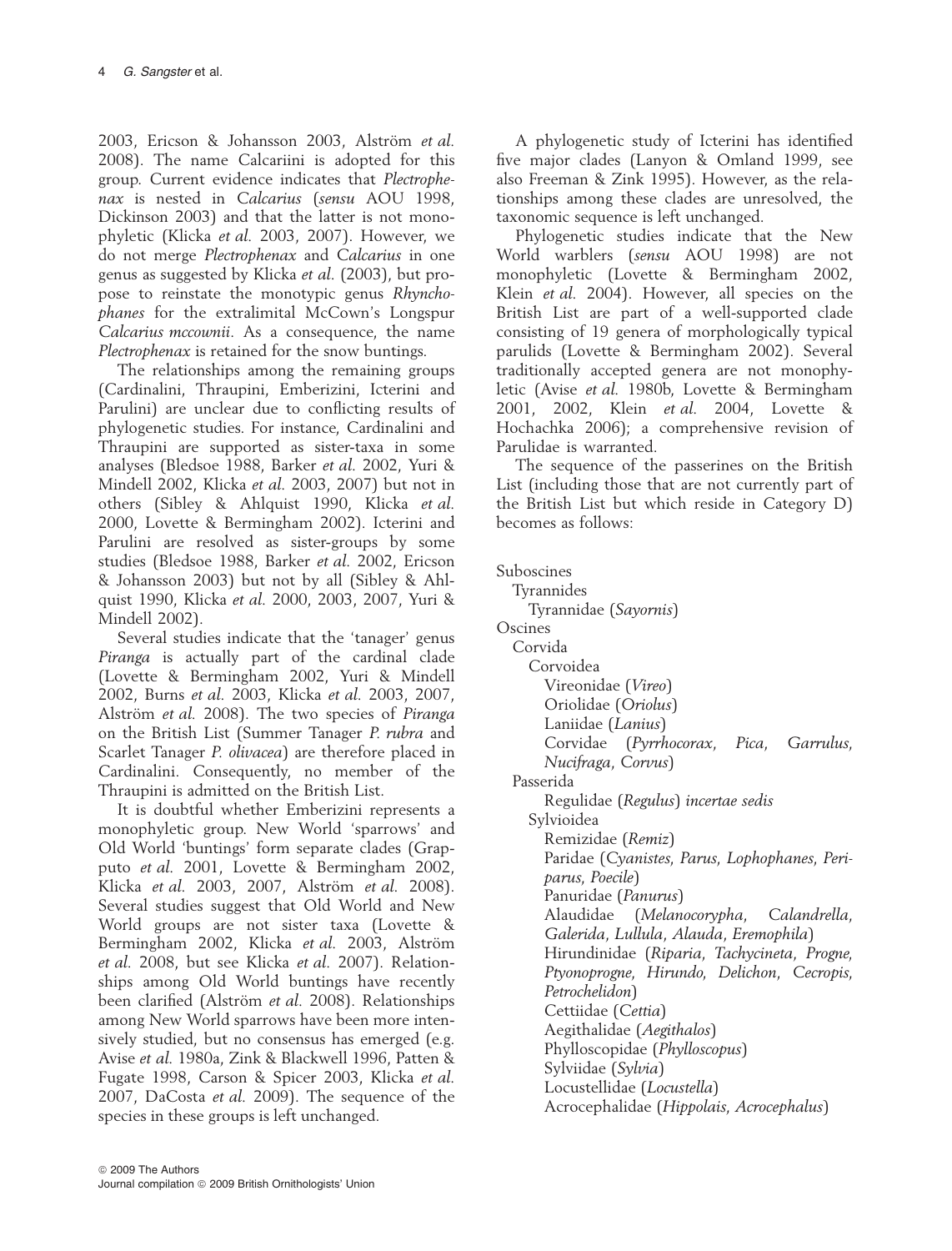2003, Ericson & Johansson 2003, Alström *et al.* 2008). The name Calcariini is adopted for this group. Current evidence indicates that *Plectrophenax* is nested in *Calcarius* (*sensu* AOU 1998, Dickinson 2003) and that the latter is not monophyletic (Klicka *et al.* 2003, 2007). However, we do not merge *Plectrophenax* and *Calcarius* in one genus as suggested by Klicka *et al.* (2003), but propose to reinstate the monotypic genus *Rhynchophanes* for the extralimital McCown's Longspur *Calcarius mccownii*. As a consequence, the name *Plectrophenax* is retained for the snow buntings.

The relationships among the remaining groups (Cardinalini, Thraupini, Emberizini, Icterini and Parulini) are unclear due to conflicting results of phylogenetic studies. For instance, Cardinalini and Thraupini are supported as sister-taxa in some analyses (Bledsoe 1988, Barker *et al.* 2002, Yuri & Mindell 2002, Klicka *et al.* 2003, 2007) but not in others (Sibley & Ahlquist 1990, Klicka *et al.* 2000, Lovette & Bermingham 2002). Icterini and Parulini are resolved as sister-groups by some studies (Bledsoe 1988, Barker *et al.* 2002, Ericson & Johansson 2003) but not by all (Sibley & Ahlquist 1990, Klicka *et al.* 2000, 2003, 2007, Yuri & Mindell 2002).

Several studies indicate that the 'tanager' genus *Piranga* is actually part of the cardinal clade (Lovette & Bermingham 2002, Yuri & Mindell 2002, Burns *et al.* 2003, Klicka *et al.* 2003, 2007, Alström *et al.* 2008). The two species of *Piranga* on the British List (Summer Tanager *P. rubra* and Scarlet Tanager *P. olivacea*) are therefore placed in Cardinalini. Consequently, no member of the Thraupini is admitted on the British List.

It is doubtful whether Emberizini represents a monophyletic group. New World 'sparrows' and Old World 'buntings' form separate clades (Grapputo *et al.* 2001, Lovette & Bermingham 2002, Klicka *et al.* 2003, 2007, Alström *et al.* 2008). Several studies suggest that Old World and New World groups are not sister taxa (Lovette & Bermingham 2002, Klicka *et al.* 2003, Alström *et al.* 2008, but see Klicka *et al.* 2007). Relationships among Old World buntings have recently been clarified (Alström *et al.* 2008). Relationships among New World sparrows have been more intensively studied, but no consensus has emerged (e.g. Avise *et al.* 1980a, Zink & Blackwell 1996, Patten & Fugate 1998, Carson & Spicer 2003, Klicka *et al.* 2007, DaCosta *et al.* 2009). The sequence of the species in these groups is left unchanged.

A phylogenetic study of Icterini has identified five major clades (Lanyon & Omland 1999, see also Freeman & Zink 1995). However, as the relationships among these clades are unresolved, the taxonomic sequence is left unchanged.

Phylogenetic studies indicate that the New World warblers (*sensu* AOU 1998) are not monophyletic (Lovette & Bermingham 2002, Klein *et al.* 2004). However, all species on the British List are part of a well-supported clade consisting of 19 genera of morphologically typical parulids (Lovette & Bermingham 2002). Several traditionally accepted genera are not monophyletic (Avise *et al.* 1980b, Lovette & Bermingham 2001, 2002, Klein *et al.* 2004, Lovette & Hochachka 2006); a comprehensive revision of Parulidae is warranted.

The sequence of the passerines on the British List (including those that are not currently part of the British List but which reside in Category D) becomes as follows:

- Suboscines
  - Tyrannides
    - Tyrannidae (*Sayornis*)
- Oscines
  - Corvida
    - Corvoidea
      - Vireonidae (*Vireo*)
      - Oriolidae (*Oriolus*)
      - Laniidae (*Lanius*)
      - Corvidae (*Pyrrhocorax*, *Pica*, *Garrulus*, *Nucifraga*, *Corvus*)
  - Passerida
    - Regulidae (*Regulus*) *incertae sedis*
    - Sylvioidea
      - Remizidae (*Remiz*)
      - Paridae (*Cyanistes*, *Parus*, *Lophophanes*, *Periparus*, *Poecile*)
      - Panuridae (*Panurus*)
      - Alaudidae (*Melanocorypha*, *Calandrella*, *Galerida*, *Lullula*, *Alauda*, *Eremophila*)
      - Hirundinidae (*Riparia*, *Tachycineta*, *Progne*, *Ptyonoprogne*, *Hirundo*, *Delichon*, *Cecropis*, *Petrochelidon*)
      - Cettiidae (*Cettia*)
      - Aegithalidae (*Aegithalos*)
      - Phylloscopidae (*Phylloscopus*)
      - Sylviidae (*Sylvia*)
      - Locustellidae (*Locustella*)
      - Acrocephalidae (*Hippolais*, *Acrocephalus*)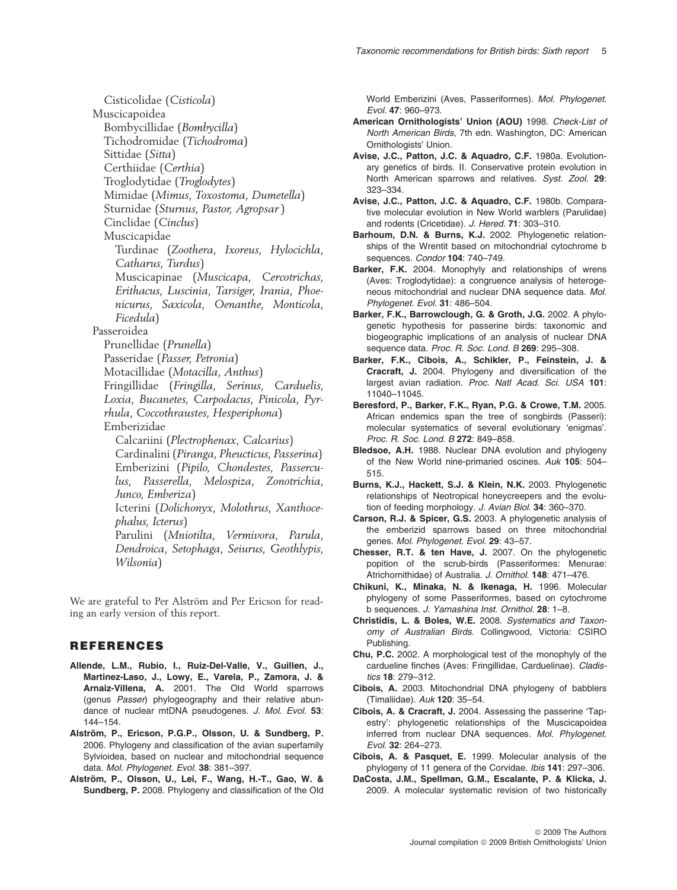Cisticolidae (*Cisticola*)
Muscicapoidea
Bombycillidae (*Bombycilla*)
Tichodromidae (*Tichodroma*)
Sittidae (*Sitta*)
Certhiidae (*Certhia*)
Troglodytidae (*Troglodytes*)
Mimidae (*Mimus*, *Toxostoma*, *Dumetella*)
Sturnidae (*Sturnus*, *Pastor*, *Agropsar*)
Cinclidae (*Cinclus*)
Muscicapidae
Turdinae (*Zoothera*, *Ixoreus*, *Hylocichla*, *Catharus*, *Turdus*)
Muscicapinae (*Muscicapa*, *Cercotrichas*, *Erithacus*, *Luscinia*, *Tarsiger*, *Irania*, *Phoenicurus*, *Saxicola*, *Oenanthe*, *Monticola*, *Ficedula*)
Passeroidea
Prunellidae (*Prunella*)
Passeridae (*Passer*, *Petronia*)
Motacillidae (*Motacilla*, *Anthus*)
Fringillidae (*Fringilla*, *Serinus*, *Carduelis*, *Loxia*, *Bucanetes*, *Carpodacus*, *Pinicola*, *Pyrrhula*, *Coccothraustes*, *Hesperiphona*)
Emberizidae
Calcariini (*Plectrophenax*, *Calcarius*)
Cardinalini (*Piranga*, *Pheucticus*, *Passerina*)
Emberizini (*Pipilo*, *Chondestes*, *Passerculus*, *Passerella*, *Melospiza*, *Zonotrichia*, *Junco*, *Emberiza*)
Icterini (*Dolichonyx*, *Molothrus*, *Xanthocephalus*, *Icterus*)
Parulini (*Mniotilta*, *Vermivora*, *Parula*, *Dendroica*, *Setophaga*, *Seiurus*, *Geothlypis*, *Wilsonia*)

We are grateful to Per Alström and Per Ericson for reading an early version of this report.

## REFERENCES

**Allende, L.M., Rubio, I., Ruiz-Del-Valle, V., Guillen, J., Martinez-Laso, J., Lowy, E., Varela, P., Zamora, J. & Arnaiz-Villena, A.** 2001. The Old World sparrows (genus *Passer*) phylogeography and their relative abundance of nuclear mtDNA pseudogenes. *J. Mol. Evol.* **53**: 144–154.

**Alström, P., Ericson, P.G.P., Olsson, U. & Sundberg, P.** 2006. Phylogeny and classification of the avian superfamily Sylvioidea, based on nuclear and mitochondrial sequence data. *Mol. Phylogenet. Evol.* **38**: 381–397.

**Alström, P., Olsson, U., Lei, F., Wang, H.-T., Gao, W. & Sundberg, P.** 2008. Phylogeny and classification of the Old World Emberizini (Aves, Passeriformes). *Mol. Phylogenet. Evol.* **47**: 960–973.

**American Ornithologists' Union (AOU)** 1998. *Check-List of North American Birds*, 7th edn. Washington, DC: American Ornithologists' Union.

**Avise, J.C., Patton, J.C. & Aquadro, C.F.** 1980a. Evolutionary genetics of birds. II. Conservative protein evolution in North American sparrows and relatives. *Syst. Zool.* **29**: 323–334.

**Avise, J.C., Patton, J.C. & Aquadro, C.F.** 1980b. Comparative molecular evolution in New World warblers (Parulidae) and rodents (Cricetidae). *J. Hered.* **71**: 303–310.

**Barhoum, D.N. & Burns, K.J.** 2002. Phylogenetic relationships of the Wrentit based on mitochondrial cytochrome b sequences. *Condor* **104**: 740–749.

**Barker, F.K.** 2004. Monophyly and relationships of wrens (Aves: Troglodytidae): a congruence analysis of heterogeneous mitochondrial and nuclear DNA sequence data. *Mol. Phylogenet. Evol.* **31**: 486–504.

**Barker, F.K., Barrowclough, G. & Groth, J.G.** 2002. A phylogenetic hypothesis for passerine birds: taxonomic and biogeographic implications of an analysis of nuclear DNA sequence data. *Proc. R. Soc. Lond. B* **269**: 295–308.

**Barker, F.K., Cibois, A., Schikler, P., Feinstein, J. & Cracraft, J.** 2004. Phylogeny and diversification of the largest avian radiation. *Proc. Natl Acad. Sci. USA* **101**: 11040–11045.

**Beresford, P., Barker, F.K., Ryan, P.G. & Crowe, T.M.** 2005. African endemics span the tree of songbirds (Passeri): molecular systematics of several evolutionary 'enigmas'. *Proc. R. Soc. Lond. B* **272**: 849–858.

**Bledsoe, A.H.** 1988. Nuclear DNA evolution and phylogeny of the New World nine-primaried oscines. *Auk* **105**: 504–515.

**Burns, K.J., Hackett, S.J. & Klein, N.K.** 2003. Phylogenetic relationships of Neotropical honeycreepers and the evolution of feeding morphology. *J. Avian Biol.* **34**: 360–370.

**Carson, R.J. & Spicer, G.S.** 2003. A phylogenetic analysis of the emberizid sparrows based on three mitochondrial genes. *Mol. Phylogenet. Evol.* **29**: 43–57.

**Chesser, R.T. & ten Have, J.** 2007. On the phylogenetic popition of the scrub-birds (Passeriformes: Menurae: Atrichornithidae) of Australia. *J. Ornithol.* **148**: 471–476.

**Chikuni, K., Minaka, N. & Ikenaga, H.** 1996. Molecular phylogeny of some Passeriformes, based on cytochrome b sequences. *J. Yamashina Inst. Ornithol.* **28**: 1–8.

**Christidis, L. & Boles, W.E.** 2008. *Systematics and Taxonomy of Australian Birds*. Collingwood, Victoria: CSIRO Publishing.

**Chu, P.C.** 2002. A morphological test of the monophyly of the cardueline finches (Aves: Fringillidae, Carduelinae). *Cladistics* **18**: 279–312.

**Cibois, A.** 2003. Mitochondrial DNA phylogeny of babblers (Timaliidae). *Auk* **120**: 35–54.

**Cibois, A. & Cracraft, J.** 2004. Assessing the passerine 'Tapestry': phylogenetic relationships of the Muscicapoidea inferred from nuclear DNA sequences. *Mol. Phylogenet. Evol.* **32**: 264–273.

**Cibois, A. & Pasquet, E.** 1999. Molecular analysis of the phylogeny of 11 genera of the Corvidae. *Ibis* **141**: 297–306.

**DaCosta, J.M., Spellman, G.M., Escalante, P. & Klicka, J.** 2009. A molecular systematic revision of two historically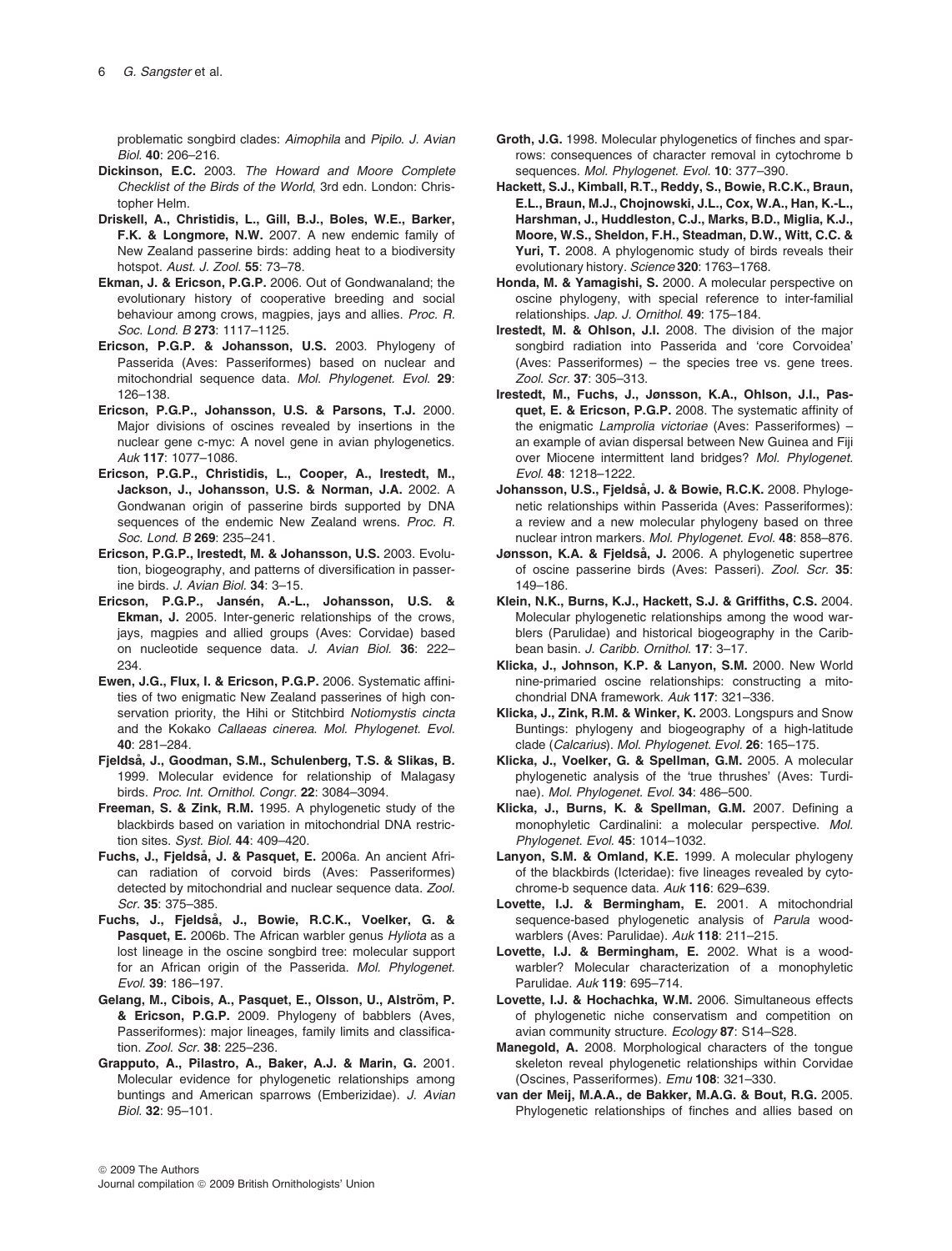problematic songbird clades: *Aimophila* and *Pipilo*. *J. Avian Biol.* **40**: 206–216.

**Dickinson, E.C.** 2003. *The Howard and Moore Complete Checklist of the Birds of the World*, 3rd edn. London: Christopher Helm.

**Driskell, A., Christidis, L., Gill, B.J., Boles, W.E., Barker, F.K. & Longmore, N.W.** 2007. A new endemic family of New Zealand passerine birds: adding heat to a biodiversity hotspot. *Aust. J. Zool.* **55**: 73–78.

**Ekman, J. & Ericson, P.G.P.** 2006. Out of Gondwanaland; the evolutionary history of cooperative breeding and social behaviour among crows, magpies, jays and allies. *Proc. R. Soc. Lond. B* **273**: 1117–1125.

**Ericson, P.G.P. & Johansson, U.S.** 2003. Phylogeny of Passerida (Aves: Passeriformes) based on nuclear and mitochondrial sequence data. *Mol. Phylogenet. Evol.* **29**: 126–138.

**Ericson, P.G.P., Johansson, U.S. & Parsons, T.J.** 2000. Major divisions of oscines revealed by insertions in the nuclear gene c-myc: A novel gene in avian phylogenetics. *Auk* **117**: 1077–1086.

**Ericson, P.G.P., Christidis, L., Cooper, A., Irestedt, M., Jackson, J., Johansson, U.S. & Norman, J.A.** 2002. A Gondwanan origin of passerine birds supported by DNA sequences of the endemic New Zealand wrens. *Proc. R. Soc. Lond. B* **269**: 235–241.

**Ericson, P.G.P., Irestedt, M. & Johansson, U.S.** 2003. Evolution, biogeography, and patterns of diversification in passerine birds. *J. Avian Biol.* **34**: 3–15.

**Ericson, P.G.P., Jansén, A.-L., Johansson, U.S. & Ekman, J.** 2005. Inter-generic relationships of the crows, jays, magpies and allied groups (Aves: Corvidae) based on nucleotide sequence data. *J. Avian Biol.* **36**: 222–234.

**Ewen, J.G., Flux, I. & Ericson, P.G.P.** 2006. Systematic affinities of two enigmatic New Zealand passerines of high conservation priority, the Hihi or Stitchbird *Notiomystis cincta* and the Kokako *Callaeas cinerea*. *Mol. Phylogenet. Evol.* **40**: 281–284.

**Fjeldså, J., Goodman, S.M., Schulenberg, T.S. & Slikas, B.** 1999. Molecular evidence for relationship of Malagasy birds. *Proc. Int. Ornithol. Congr.* **22**: 3084–3094.

**Freeman, S. & Zink, R.M.** 1995. A phylogenetic study of the blackbirds based on variation in mitochondrial DNA restriction sites. *Syst. Biol.* **44**: 409–420.

**Fuchs, J., Fjeldså, J. & Pasquet, E.** 2006a. An ancient African radiation of corvoid birds (Aves: Passeriformes) detected by mitochondrial and nuclear sequence data. *Zool. Scr.* **35**: 375–385.

**Fuchs, J., Fjeldså, J., Bowie, R.C.K., Voelker, G. & Pasquet, E.** 2006b. The African warbler genus *Hyliota* as a lost lineage in the oscine songbird tree: molecular support for an African origin of the Passerida. *Mol. Phylogenet. Evol.* **39**: 186–197.

**Gelang, M., Cibois, A., Pasquet, E., Olsson, U., Alström, P. & Ericson, P.G.P.** 2009. Phylogeny of babblers (Aves, Passeriformes): major lineages, family limits and classification. *Zool. Scr.* **38**: 225–236.

**Grapputo, A., Pilastro, A., Baker, A.J. & Marin, G.** 2001. Molecular evidence for phylogenetic relationships among buntings and American sparrows (Emberizidae). *J. Avian Biol.* **32**: 95–101.

**Groth, J.G.** 1998. Molecular phylogenetics of finches and sparrows: consequences of character removal in cytochrome b sequences. *Mol. Phylogenet. Evol.* **10**: 377–390.

**Hackett, S.J., Kimball, R.T., Reddy, S., Bowie, R.C.K., Braun, E.L., Braun, M.J., Chojnowski, J.L., Cox, W.A., Han, K.-L., Harshman, J., Huddleston, C.J., Marks, B.D., Miglia, K.J., Moore, W.S., Sheldon, F.H., Steadman, D.W., Witt, C.C. & Yuri, T.** 2008. A phylogenomic study of birds reveals their evolutionary history. *Science* **320**: 1763–1768.

**Honda, M. & Yamagishi, S.** 2000. A molecular perspective on oscine phylogeny, with special reference to inter-familial relationships. *Jap. J. Ornithol.* **49**: 175–184.

**Irestedt, M. & Ohlson, J.I.** 2008. The division of the major songbird radiation into Passerida and 'core Corvoidea' (Aves: Passeriformes) – the species tree vs. gene trees. *Zool. Scr.* **37**: 305–313.

**Irestedt, M., Fuchs, J., Jønsson, K.A., Ohlson, J.I., Pasquet, E. & Ericson, P.G.P.** 2008. The systematic affinity of the enigmatic *Lamprolia victoriae* (Aves: Passeriformes) – an example of avian dispersal between New Guinea and Fiji over Miocene intermittent land bridges? *Mol. Phylogenet. Evol.* **48**: 1218–1222.

**Johansson, U.S., Fjeldså, J. & Bowie, R.C.K.** 2008. Phylogenetic relationships within Passerida (Aves: Passeriformes): a review and a new molecular phylogeny based on three nuclear intron markers. *Mol. Phylogenet. Evol.* **48**: 858–876.

**Jønsson, K.A. & Fjeldså, J.** 2006. A phylogenetic supertree of oscine passerine birds (Aves: Passeri). *Zool. Scr.* **35**: 149–186.

**Klein, N.K., Burns, K.J., Hackett, S.J. & Griffiths, C.S.** 2004. Molecular phylogenetic relationships among the wood warblers (Parulidae) and historical biogeography in the Caribbean basin. *J. Caribb. Ornithol.* **17**: 3–17.

**Klicka, J., Johnson, K.P. & Lanyon, S.M.** 2000. New World nine-primaried oscine relationships: constructing a mitochondrial DNA framework. *Auk* **117**: 321–336.

**Klicka, J., Zink, R.M. & Winker, K.** 2003. Longspurs and Snow Buntings: phylogeny and biogeography of a high-latitude clade (*Calcarius*). *Mol. Phylogenet. Evol.* **26**: 165–175.

**Klicka, J., Voelker, G. & Spellman, G.M.** 2005. A molecular phylogenetic analysis of the 'true thrushes' (Aves: Turdinae). *Mol. Phylogenet. Evol.* **34**: 486–500.

**Klicka, J., Burns, K. & Spellman, G.M.** 2007. Defining a monophyletic Cardinalini: a molecular perspective. *Mol. Phylogenet. Evol.* **45**: 1014–1032.

**Lanyon, S.M. & Omland, K.E.** 1999. A molecular phylogeny of the blackbirds (Icteridae): five lineages revealed by cytochrome-b sequence data. *Auk* **116**: 629–639.

**Lovette, I.J. & Bermingham, E.** 2001. A mitochondrial sequence-based phylogenetic analysis of *Parula* wood-warblers (Aves: Parulidae). *Auk* **118**: 211–215.

**Lovette, I.J. & Bermingham, E.** 2002. What is a wood-warbler? Molecular characterization of a monophyletic Parulidae. *Auk* **119**: 695–714.

**Lovette, I.J. & Hochachka, W.M.** 2006. Simultaneous effects of phylogenetic niche conservatism and competition on avian community structure. *Ecology* **87**: S14–S28.

**Manegold, A.** 2008. Morphological characters of the tongue skeleton reveal phylogenetic relationships within Corvidae (Oscines, Passeriformes). *Emu* **108**: 321–330.

**van der Meij, M.A.A., de Bakker, M.A.G. & Bout, R.G.** 2005. Phylogenetic relationships of finches and allies based on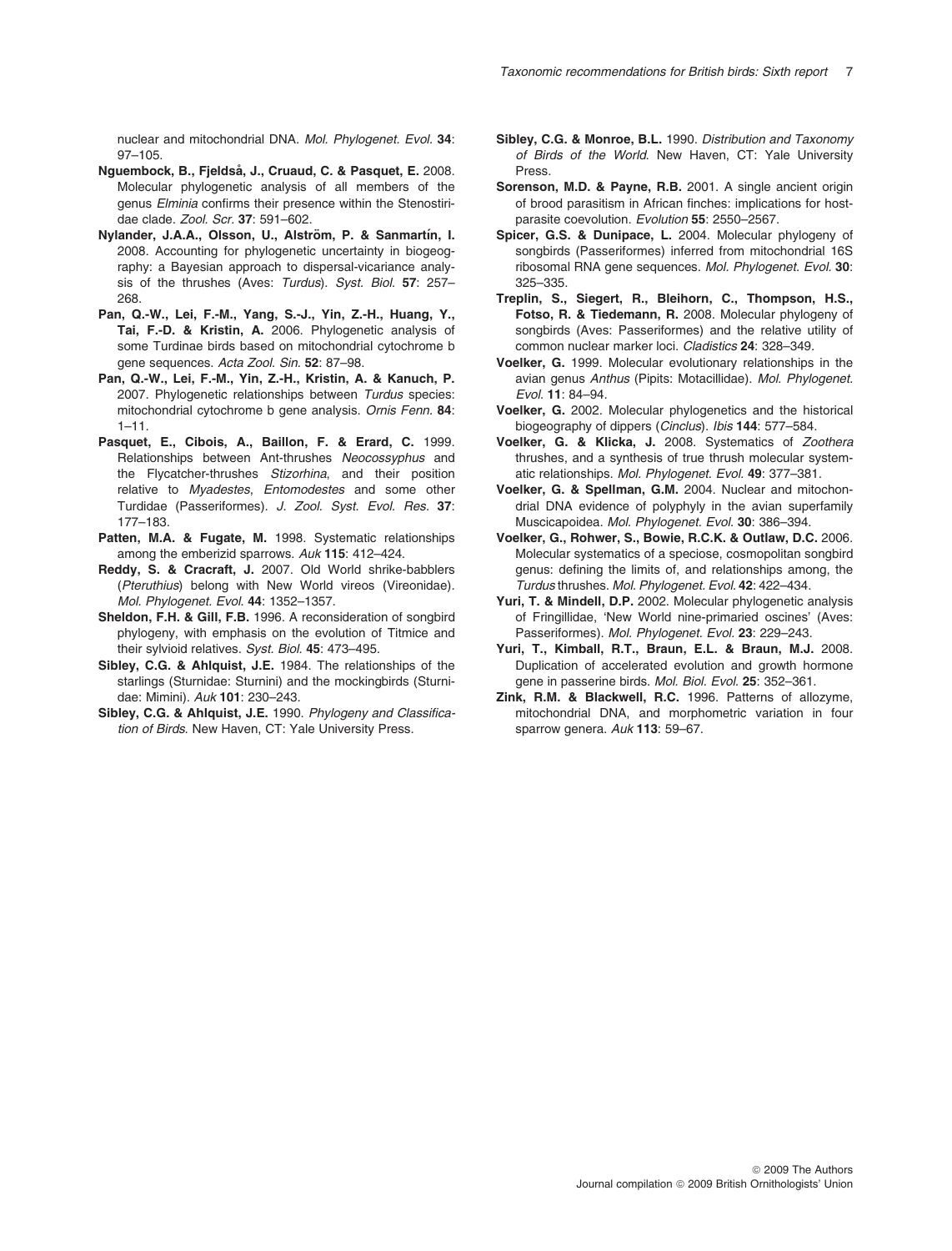nuclear and mitochondrial DNA. *Mol. Phylogenet. Evol.* **34**: 97–105.

**Nguembock, B., Fjeldså, J., Cruaud, C. & Pasquet, E.** 2008. Molecular phylogenetic analysis of all members of the genus *Elminia* confirms their presence within the Stenostiridae clade. *Zool. Scr.* **37**: 591–602.

**Nylander, J.A.A., Olsson, U., Alström, P. & Sanmartín, I.** 2008. Accounting for phylogenetic uncertainty in biogeography: a Bayesian approach to dispersal-vicariance analysis of the thrushes (Aves: *Turdus*). *Syst. Biol.* **57**: 257–268.

**Pan, Q.-W., Lei, F.-M., Yang, S.-J., Yin, Z.-H., Huang, Y., Tai, F.-D. & Kristin, A.** 2006. Phylogenetic analysis of some Turdinae birds based on mitochondrial cytochrome b gene sequences. *Acta Zool. Sin.* **52**: 87–98.

**Pan, Q.-W., Lei, F.-M., Yin, Z.-H., Kristin, A. & Kanuch, P.** 2007. Phylogenetic relationships between *Turdus* species: mitochondrial cytochrome b gene analysis. *Ornis Fenn.* **84**: 1–11.

**Pasquet, E., Cibois, A., Baillon, F. & Erard, C.** 1999. Relationships between Ant-thrushes *Neocossyphus* and the Flycatcher-thrushes *Stizorhina*, and their position relative to *Myadestes*, *Entomodestes* and some other Turdidae (Passeriformes). *J. Zool. Syst. Evol. Res.* **37**: 177–183.

**Patten, M.A. & Fugate, M.** 1998. Systematic relationships among the emberizid sparrows. *Auk* **115**: 412–424.

**Reddy, S. & Cracraft, J.** 2007. Old World shrike-babblers (*Pteruthius*) belong with New World vireos (Vireonidae). *Mol. Phylogenet. Evol.* **44**: 1352–1357.

**Sheldon, F.H. & Gill, F.B.** 1996. A reconsideration of songbird phylogeny, with emphasis on the evolution of Titmice and their sylvioid relatives. *Syst. Biol.* **45**: 473–495.

**Sibley, C.G. & Ahlquist, J.E.** 1984. The relationships of the starlings (Sturnidae: Sturnini) and the mockingbirds (Sturnidae: Mimini). *Auk* **101**: 230–243.

**Sibley, C.G. & Ahlquist, J.E.** 1990. *Phylogeny and Classification of Birds*. New Haven, CT: Yale University Press.

**Sibley, C.G. & Monroe, B.L.** 1990. *Distribution and Taxonomy of Birds of the World*. New Haven, CT: Yale University Press.

**Sorenson, M.D. & Payne, R.B.** 2001. A single ancient origin of brood parasitism in African finches: implications for host-parasite coevolution. *Evolution* **55**: 2550–2567.

**Spicer, G.S. & Dunipace, L.** 2004. Molecular phylogeny of songbirds (Passeriformes) inferred from mitochondrial 16S ribosomal RNA gene sequences. *Mol. Phylogenet. Evol.* **30**: 325–335.

**Treplin, S., Siegert, R., Bleihorn, C., Thompson, H.S., Fotso, R. & Tiedemann, R.** 2008. Molecular phylogeny of songbirds (Aves: Passeriformes) and the relative utility of common nuclear marker loci. *Cladistics* **24**: 328–349.

**Voelker, G.** 1999. Molecular evolutionary relationships in the avian genus *Anthus* (Pipits: Motacillidae). *Mol. Phylogenet. Evol.* **11**: 84–94.

**Voelker, G.** 2002. Molecular phylogenetics and the historical biogeography of dippers (*Cinclus*). *Ibis* **144**: 577–584.

**Voelker, G. & Klicka, J.** 2008. Systematics of *Zoothera* thrushes, and a synthesis of true thrush molecular systematic relationships. *Mol. Phylogenet. Evol.* **49**: 377–381.

**Voelker, G. & Spellman, G.M.** 2004. Nuclear and mitochondrial DNA evidence of polyphyly in the avian superfamily Muscicapoidea. *Mol. Phylogenet. Evol.* **30**: 386–394.

**Voelker, G., Rohwer, S., Bowie, R.C.K. & Outlaw, D.C.** 2006. Molecular systematics of a speciose, cosmopolitan songbird genus: defining the limits of, and relationships among, the *Turdus* thrushes. *Mol. Phylogenet. Evol.* **42**: 422–434.

**Yuri, T. & Mindell, D.P.** 2002. Molecular phylogenetic analysis of Fringillidae, 'New World nine-primaried oscines' (Aves: Passeriformes). *Mol. Phylogenet. Evol.* **23**: 229–243.

**Yuri, T., Kimball, R.T., Braun, E.L. & Braun, M.J.** 2008. Duplication of accelerated evolution and growth hormone gene in passerine birds. *Mol. Biol. Evol.* **25**: 352–361.

**Zink, R.M. & Blackwell, R.C.** 1996. Patterns of allozyme, mitochondrial DNA, and morphometric variation in four sparrow genera. *Auk* **113**: 59–67.